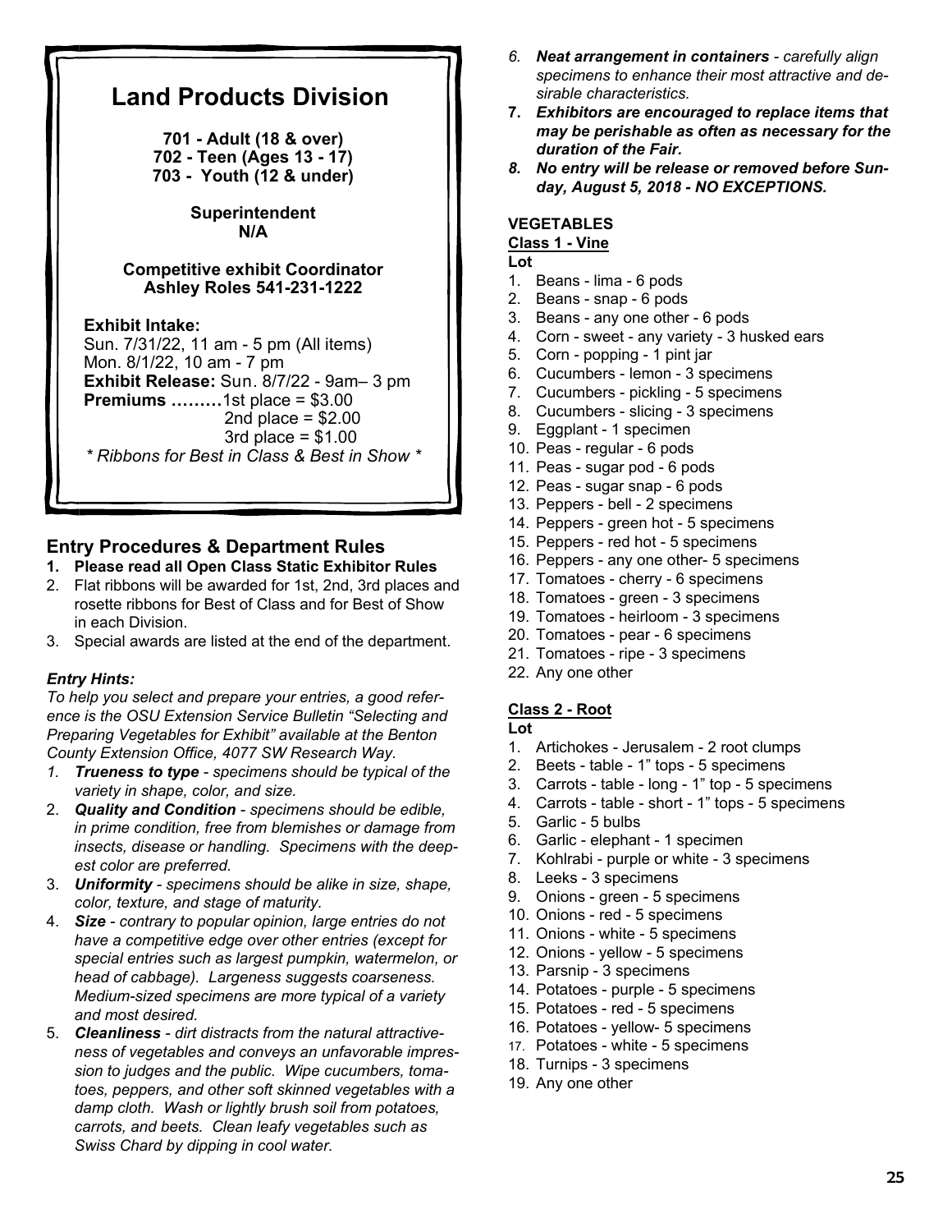# Land Products Division

**701 - Adult (18 & over)**
**702 - Teen (Ages 13 - 17)**
**703 - Youth (12 & under)**

**Superintendent**
**N/A**

**Competitive exhibit Coordinator**
**Ashley Roles 541-231-1222**

**Exhibit Intake:**
Sun. 7/31/22, 11 am - 5 pm (All items)
Mon. 8/1/22, 10 am - 7 pm
**Exhibit Release:** Sun. 8/7/22 - 9am– 3 pm
**Premiums ………**1st place = $3.00
2nd place = $2.00
3rd place = $1.00

*\* Ribbons for Best in Class & Best in Show \**

## Entry Procedures & Department Rules

1. **Please read all Open Class Static Exhibitor Rules**
2. Flat ribbons will be awarded for 1st, 2nd, 3rd places and rosette ribbons for Best of Class and for Best of Show in each Division.
3. Special awards are listed at the end of the department.

### *Entry Hints:*

*To help you select and prepare your entries, a good reference is the OSU Extension Service Bulletin "Selecting and Preparing Vegetables for Exhibit" available at the Benton County Extension Office, 4077 SW Research Way.*

1. ***Trueness to type** - specimens should be typical of the variety in shape, color, and size.*
2. ***Quality and Condition** - specimens should be edible, in prime condition, free from blemishes or damage from insects, disease or handling. Specimens with the deepest color are preferred.*
3. ***Uniformity** - specimens should be alike in size, shape, color, texture, and stage of maturity.*
4. ***Size** - contrary to popular opinion, large entries do not have a competitive edge over other entries (except for special entries such as largest pumpkin, watermelon, or head of cabbage). Largeness suggests coarseness. Medium-sized specimens are more typical of a variety and most desired.*
5. ***Cleanliness** - dirt distracts from the natural attractiveness of vegetables and conveys an unfavorable impression to judges and the public. Wipe cucumbers, tomatoes, peppers, and other soft skinned vegetables with a damp cloth. Wash or lightly brush soil from potatoes, carrots, and beets. Clean leafy vegetables such as Swiss Chard by dipping in cool water.*
6. ***Neat arrangement in containers** - carefully align specimens to enhance their most attractive and desirable characteristics.*
7. ***Exhibitors are encouraged to replace items that may be perishable as often as necessary for the duration of the Fair.***
8. ***No entry will be release or removed before Sunday, August 5, 2018 - NO EXCEPTIONS.***

## VEGETABLES

### Class 1 - Vine

**Lot**

1. Beans - lima - 6 pods
2. Beans - snap - 6 pods
3. Beans - any one other - 6 pods
4. Corn - sweet - any variety - 3 husked ears
5. Corn - popping - 1 pint jar
6. Cucumbers - lemon - 3 specimens
7. Cucumbers - pickling - 5 specimens
8. Cucumbers - slicing - 3 specimens
9. Eggplant - 1 specimen
10. Peas - regular - 6 pods
11. Peas - sugar pod - 6 pods
12. Peas - sugar snap - 6 pods
13. Peppers - bell - 2 specimens
14. Peppers - green hot - 5 specimens
15. Peppers - red hot - 5 specimens
16. Peppers - any one other- 5 specimens
17. Tomatoes - cherry - 6 specimens
18. Tomatoes - green - 3 specimens
19. Tomatoes - heirloom - 3 specimens
20. Tomatoes - pear - 6 specimens
21. Tomatoes - ripe - 3 specimens
22. Any one other

### Class 2 - Root

**Lot**

1. Artichokes - Jerusalem - 2 root clumps
2. Beets - table - 1" tops - 5 specimens
3. Carrots - table - long - 1" top - 5 specimens
4. Carrots - table - short - 1" tops - 5 specimens
5. Garlic - 5 bulbs
6. Garlic - elephant - 1 specimen
7. Kohlrabi - purple or white - 3 specimens
8. Leeks - 3 specimens
9. Onions - green - 5 specimens
10. Onions - red - 5 specimens
11. Onions - white - 5 specimens
12. Onions - yellow - 5 specimens
13. Parsnip - 3 specimens
14. Potatoes - purple - 5 specimens
15. Potatoes - red - 5 specimens
16. Potatoes - yellow- 5 specimens
17. Potatoes - white - 5 specimens
18. Turnips - 3 specimens
19. Any one other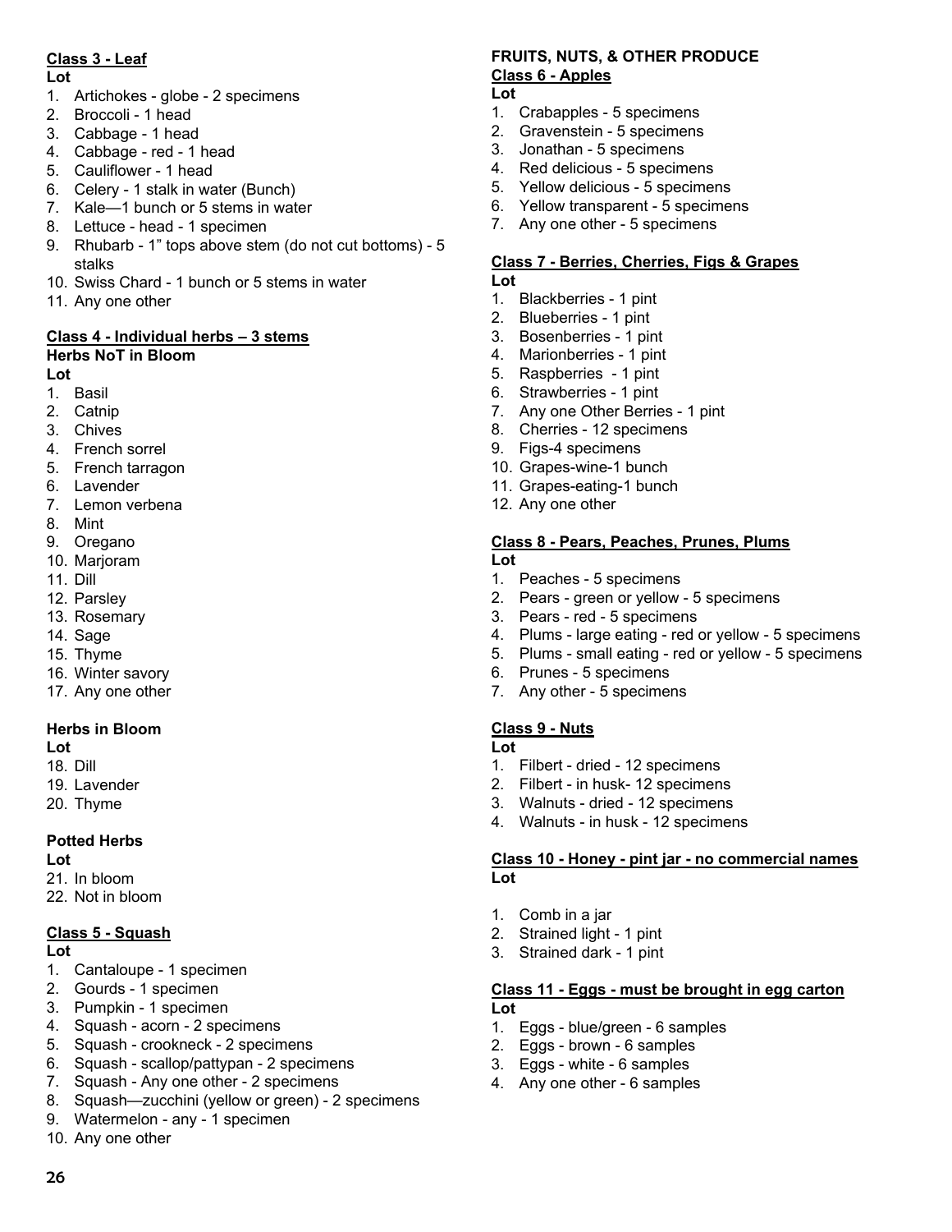## Class 3 - Leaf

**Lot**

1. Artichokes - globe - 2 specimens
2. Broccoli - 1 head
3. Cabbage - 1 head
4. Cabbage - red - 1 head
5. Cauliflower - 1 head
6. Celery - 1 stalk in water (Bunch)
7. Kale—1 bunch or 5 stems in water
8. Lettuce - head - 1 specimen
9. Rhubarb - 1" tops above stem (do not cut bottoms) - 5 stalks
10. Swiss Chard - 1 bunch or 5 stems in water
11. Any one other

## Class 4 - Individual herbs – 3 stems

**Herbs NoT in Bloom**

**Lot**

1. Basil
2. Catnip
3. Chives
4. French sorrel
5. French tarragon
6. Lavender
7. Lemon verbena
8. Mint
9. Oregano
10. Marjoram
11. Dill
12. Parsley
13. Rosemary
14. Sage
15. Thyme
16. Winter savory
17. Any one other

**Herbs in Bloom**

**Lot**

18. Dill
19. Lavender
20. Thyme

**Potted Herbs**

**Lot**

21. In bloom
22. Not in bloom

## Class 5 - Squash

**Lot**

1. Cantaloupe - 1 specimen
2. Gourds - 1 specimen
3. Pumpkin - 1 specimen
4. Squash - acorn - 2 specimens
5. Squash - crookneck - 2 specimens
6. Squash - scallop/pattypan - 2 specimens
7. Squash - Any one other - 2 specimens
8. Squash—zucchini (yellow or green) - 2 specimens
9. Watermelon - any - 1 specimen
10. Any one other

# FRUITS, NUTS, & OTHER PRODUCE

## Class 6 - Apples

**Lot**

1. Crabapples - 5 specimens
2. Gravenstein - 5 specimens
3. Jonathan - 5 specimens
4. Red delicious - 5 specimens
5. Yellow delicious - 5 specimens
6. Yellow transparent - 5 specimens
7. Any one other - 5 specimens

## Class 7 - Berries, Cherries, Figs & Grapes

**Lot**

1. Blackberries - 1 pint
2. Blueberries - 1 pint
3. Bosenberries - 1 pint
4. Marionberries - 1 pint
5. Raspberries - 1 pint
6. Strawberries - 1 pint
7. Any one Other Berries - 1 pint
8. Cherries - 12 specimens
9. Figs-4 specimens
10. Grapes-wine-1 bunch
11. Grapes-eating-1 bunch
12. Any one other

## Class 8 - Pears, Peaches, Prunes, Plums

**Lot**

1. Peaches - 5 specimens
2. Pears - green or yellow - 5 specimens
3. Pears - red - 5 specimens
4. Plums - large eating - red or yellow - 5 specimens
5. Plums - small eating - red or yellow - 5 specimens
6. Prunes - 5 specimens
7. Any other - 5 specimens

## Class 9 - Nuts

**Lot**

1. Filbert - dried - 12 specimens
2. Filbert - in husk- 12 specimens
3. Walnuts - dried - 12 specimens
4. Walnuts - in husk - 12 specimens

## Class 10 - Honey - pint jar - no commercial names

**Lot**

1. Comb in a jar
2. Strained light - 1 pint
3. Strained dark - 1 pint

## Class 11 - Eggs - must be brought in egg carton

**Lot**

1. Eggs - blue/green - 6 samples
2. Eggs - brown - 6 samples
3. Eggs - white - 6 samples
4. Any one other - 6 samples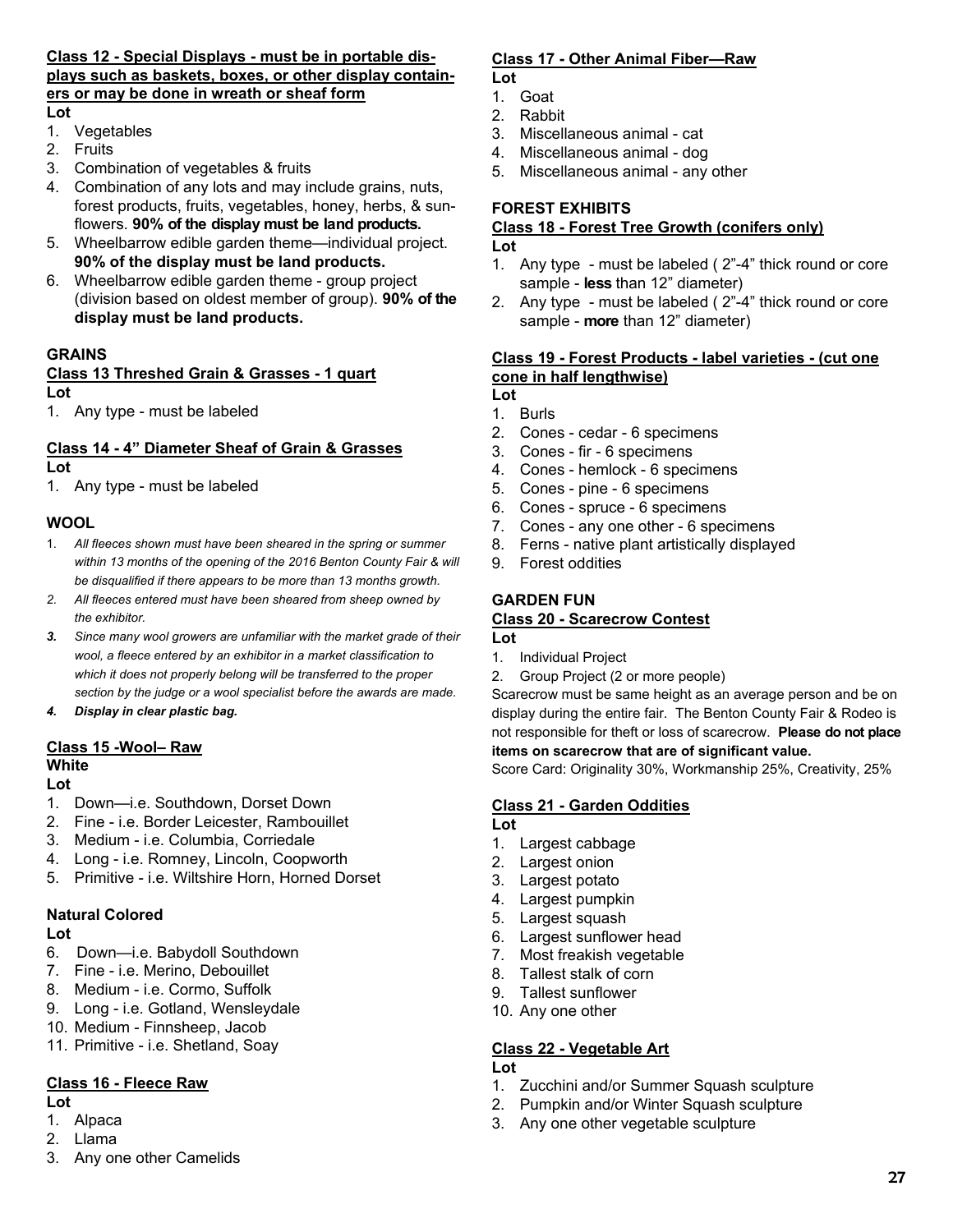**Class 12 - Special Displays - must be in portable displays such as baskets, boxes, or other display containers or may be done in wreath or sheaf form**

**Lot**

1. Vegetables
2. Fruits
3. Combination of vegetables & fruits
4. Combination of any lots and may include grains, nuts, forest products, fruits, vegetables, honey, herbs, & sunflowers. **90% of the display must be land products.**
5. Wheelbarrow edible garden theme—individual project. **90% of the display must be land products.**
6. Wheelbarrow edible garden theme - group project (division based on oldest member of group). **90% of the display must be land products.**

## GRAINS

**Class 13 Threshed Grain & Grasses - 1 quart**

**Lot**

1. Any type - must be labeled

**Class 14 - 4" Diameter Sheaf of Grain & Grasses**

**Lot**

1. Any type - must be labeled

## WOOL

1. *All fleeces shown must have been sheared in the spring or summer within 13 months of the opening of the 2016 Benton County Fair & will be disqualified if there appears to be more than 13 months growth.*
2. *All fleeces entered must have been sheared from sheep owned by the exhibitor.*
3. *Since many wool growers are unfamiliar with the market grade of their wool, a fleece entered by an exhibitor in a market classification to which it does not properly belong will be transferred to the proper section by the judge or a wool specialist before the awards are made.*
4. ***Display in clear plastic bag.***

**Class 15 -Wool– Raw**

**White**

**Lot**

1. Down—i.e. Southdown, Dorset Down
2. Fine - i.e. Border Leicester, Rambouillet
3. Medium - i.e. Columbia, Corriedale
4. Long - i.e. Romney, Lincoln, Coopworth
5. Primitive - i.e. Wiltshire Horn, Horned Dorset

**Natural Colored**

**Lot**

6. Down—i.e. Babydoll Southdown
7. Fine - i.e. Merino, Debouillet
8. Medium - i.e. Cormo, Suffolk
9. Long - i.e. Gotland, Wensleydale
10. Medium - Finnsheep, Jacob
11. Primitive - i.e. Shetland, Soay

**Class 16 - Fleece Raw**

**Lot**

1. Alpaca
2. Llama
3. Any one other Camelids

**Class 17 - Other Animal Fiber—Raw**

**Lot**

1. Goat
2. Rabbit
3. Miscellaneous animal - cat
4. Miscellaneous animal - dog
5. Miscellaneous animal - any other

## FOREST EXHIBITS

**Class 18 - Forest Tree Growth (conifers only)**

**Lot**

1. Any type - must be labeled ( 2"-4" thick round or core sample - **less** than 12" diameter)
2. Any type - must be labeled ( 2"-4" thick round or core sample - **more** than 12" diameter)

**Class 19 - Forest Products - label varieties - (cut one cone in half lengthwise)**

**Lot**

1. Burls
2. Cones - cedar - 6 specimens
3. Cones - fir - 6 specimens
4. Cones - hemlock - 6 specimens
5. Cones - pine - 6 specimens
6. Cones - spruce - 6 specimens
7. Cones - any one other - 6 specimens
8. Ferns - native plant artistically displayed
9. Forest oddities

## GARDEN FUN

**Class 20 - Scarecrow Contest**

**Lot**

1. Individual Project
2. Group Project (2 or more people)

Scarecrow must be same height as an average person and be on display during the entire fair. The Benton County Fair & Rodeo is not responsible for theft or loss of scarecrow. **Please do not place items on scarecrow that are of significant value.**

Score Card: Originality 30%, Workmanship 25%, Creativity, 25%

**Class 21 - Garden Oddities**

**Lot**

1. Largest cabbage
2. Largest onion
3. Largest potato
4. Largest pumpkin
5. Largest squash
6. Largest sunflower head
7. Most freakish vegetable
8. Tallest stalk of corn
9. Tallest sunflower
10. Any one other

**Class 22 - Vegetable Art**

**Lot**

1. Zucchini and/or Summer Squash sculpture
2. Pumpkin and/or Winter Squash sculpture
3. Any one other vegetable sculpture